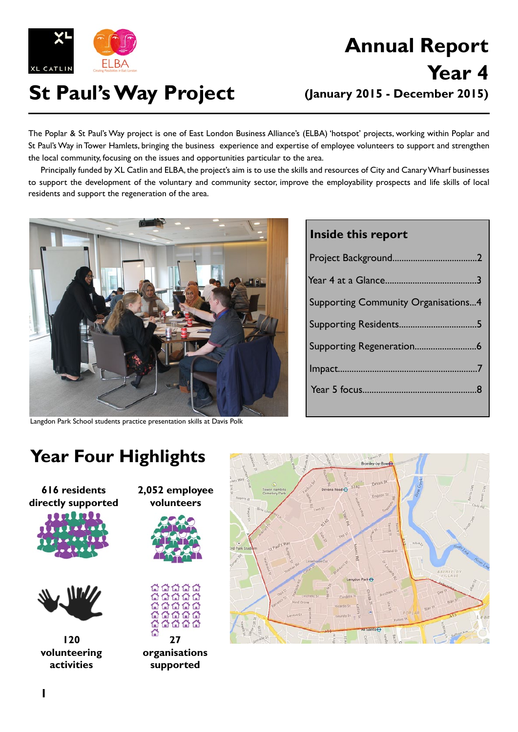# St Paul's Way Project

## Annual Report Year 4 (January 2015 - December 2015)

The Poplar & St Paul's Way project is one of East London Business Alliance's (ELBA) 'hotspot' projects, working within Poplar and St Paul's Way in Tower Hamlets, bringing the business experience and expertise of employee volunteers to support and strengthen the local community, focusing on the issues and opportunities particular to the area.

Principally funded by XL Catlin and ELBA, the project's aim is to use the skills and resources of City and Canary Wharf businesses to support the development of the voluntary and community sector, improve the employability prospects and life skills of local residents and support the regeneration of the area.

Langdon Park School students practice presentation skills at Davis Polk

### Inside this report

- Project Background..........2
- Year 4 at a Glance..........3
- Supporting Community Organisations...4
- Supporting Residents..........5
- Supporting Regeneration..........6
- Impact..........7
- Year 5 focus..........8

## Year Four Highlights

- **616 residents directly supported**
- **2,052 employee volunteers**
- **120 volunteering activities**
- **27 organisations supported**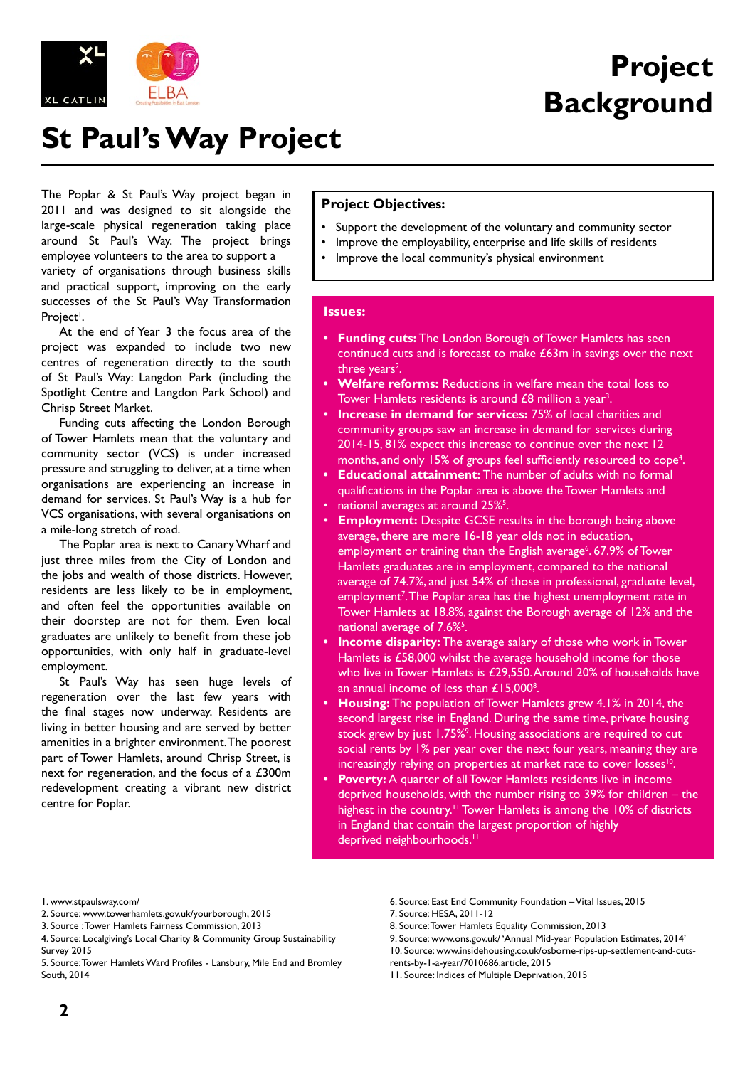# Project Background

# St Paul's Way Project

The Poplar & St Paul's Way project began in 2011 and was designed to sit alongside the large-scale physical regeneration taking place around St Paul's Way. The project brings employee volunteers to the area to support a variety of organisations through business skills and practical support, improving on the early successes of the St Paul's Way Transformation Project[1].

At the end of Year 3 the focus area of the project was expanded to include two new centres of regeneration directly to the south of St Paul's Way: Langdon Park (including the Spotlight Centre and Langdon Park School) and Chrisp Street Market.

Funding cuts affecting the London Borough of Tower Hamlets mean that the voluntary and community sector (VCS) is under increased pressure and struggling to deliver, at a time when organisations are experiencing an increase in demand for services. St Paul's Way is a hub for VCS organisations, with several organisations on a mile-long stretch of road.

The Poplar area is next to Canary Wharf and just three miles from the City of London and the jobs and wealth of those districts. However, residents are less likely to be in employment, and often feel the opportunities available on their doorstep are not for them. Even local graduates are unlikely to benefit from these job opportunities, with only half in graduate-level employment.

St Paul's Way has seen huge levels of regeneration over the last few years with the final stages now underway. Residents are living in better housing and are served by better amenities in a brighter environment. The poorest part of Tower Hamlets, around Chrisp Street, is next for regeneration, and the focus of a £300m redevelopment creating a vibrant new district centre for Poplar.

**Project Objectives:**

- Support the development of the voluntary and community sector
- Improve the employability, enterprise and life skills of residents
- Improve the local community's physical environment

**Issues:**

- **Funding cuts:** The London Borough of Tower Hamlets has seen continued cuts and is forecast to make £63m in savings over the next three years[2].
- **Welfare reforms:** Reductions in welfare mean the total loss to Tower Hamlets residents is around £8 million a year[3].
- **Increase in demand for services:** 75% of local charities and community groups saw an increase in demand for services during 2014-15, 81% expect this increase to continue over the next 12 months, and only 15% of groups feel sufficiently resourced to cope[4].
- **Educational attainment:** The number of adults with no formal qualifications in the Poplar area is above the Tower Hamlets and national averages at around 25%[5].
- **Employment:** Despite GCSE results in the borough being above average, there are more 16-18 year olds not in education, employment or training than the English average[6]. 67.9% of Tower Hamlets graduates are in employment, compared to the national average of 74.7%, and just 54% of those in professional, graduate level, employment[7]. The Poplar area has the highest unemployment rate in Tower Hamlets at 18.8%, against the Borough average of 12% and the national average of 7.6%[5].
- **Income disparity:** The average salary of those who work in Tower Hamlets is £58,000 whilst the average household income for those who live in Tower Hamlets is £29,550. Around 20% of households have an annual income of less than £15,000[8].
- **Housing:** The population of Tower Hamlets grew 4.1% in 2014, the second largest rise in England. During the same time, private housing stock grew by just 1.75%[9]. Housing associations are required to cut social rents by 1% per year over the next four years, meaning they are increasingly relying on properties at market rate to cover losses[10].
- **Poverty:** A quarter of all Tower Hamlets residents live in income deprived households, with the number rising to 39% for children – the highest in the country.[11] Tower Hamlets is among the 10% of districts in England that contain the largest proportion of highly deprived neighbourhoods.[11]

1. www.stpaulsway.com/
2. Source: www.towerhamlets.gov.uk/yourborough, 2015
3. Source : Tower Hamlets Fairness Commission, 2013
4. Source: Localgiving's Local Charity & Community Group Sustainability Survey 2015
5. Source: Tower Hamlets Ward Profiles - Lansbury, Mile End and Bromley South, 2014
6. Source: East End Community Foundation – Vital Issues, 2015
7. Source: HESA, 2011-12
8. Source: Tower Hamlets Equality Commission, 2013
9. Source: www.ons.gov.uk/ 'Annual Mid-year Population Estimates, 2014'
10. Source: www.insidehousing.co.uk/osborne-rips-up-settlement-and-cuts-rents-by-1-a-year/7010686.article, 2015
11. Source: Indices of Multiple Deprivation, 2015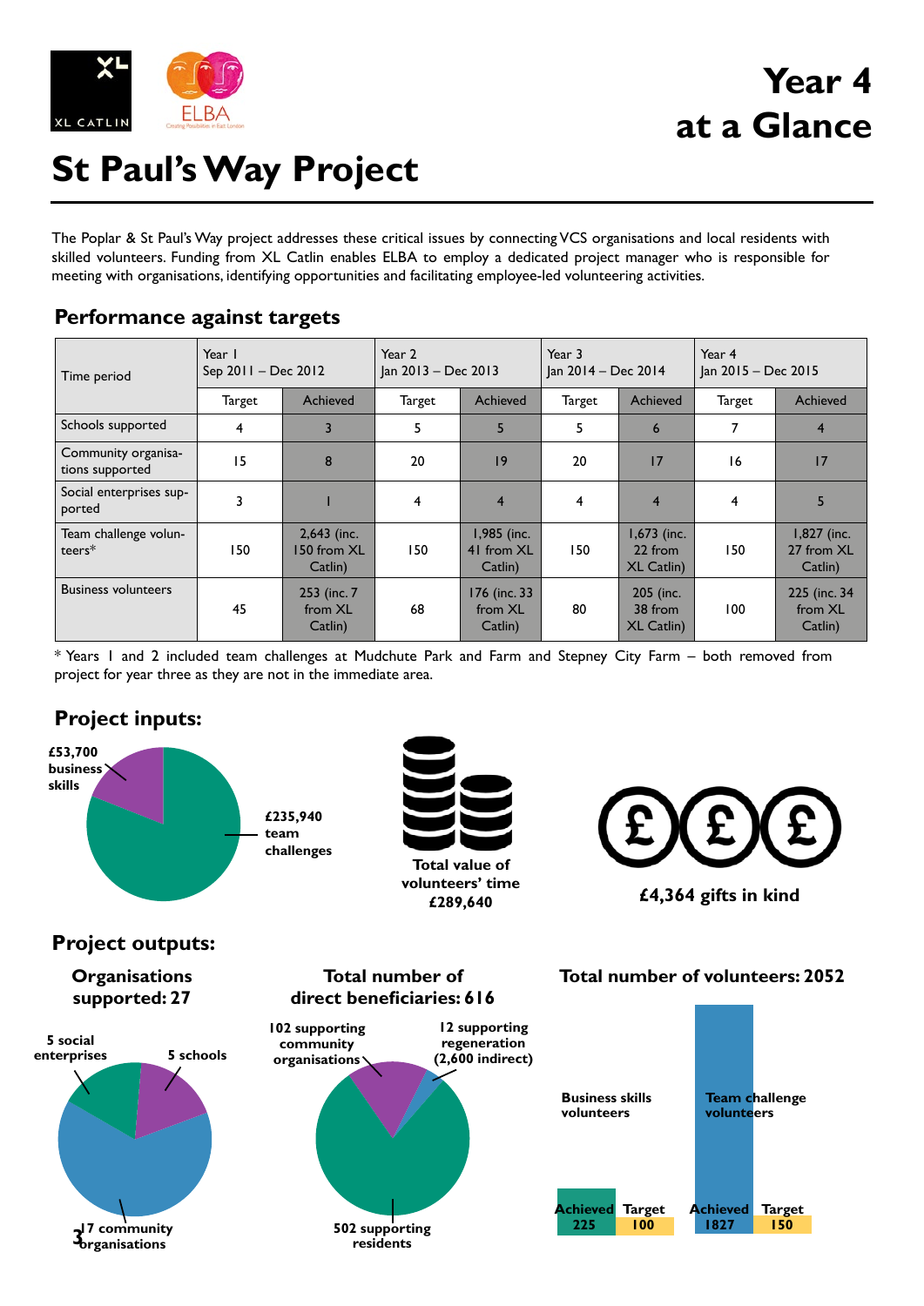Year 4 at a Glance

# St Paul's Way Project

The Poplar & St Paul's Way project addresses these critical issues by connecting VCS organisations and local residents with skilled volunteers. Funding from XL Catlin enables ELBA to employ a dedicated project manager who is responsible for meeting with organisations, identifying opportunities and facilitating employee-led volunteering activities.

## Performance against targets

| Time period | Year 1 Sep 2011 – Dec 2012 | | Year 2 Jan 2013 – Dec 2013 | | Year 3 Jan 2014 – Dec 2014 | | Year 4 Jan 2015 – Dec 2015 | |
|---|---|---|---|---|---|---|---|---|
| | Target | Achieved | Target | Achieved | Target | Achieved | Target | Achieved |
| Schools supported | 4 | 3 | 5 | 5 | 5 | 6 | 7 | 4 |
| Community organisations supported | 15 | 8 | 20 | 19 | 20 | 17 | 16 | 17 |
| Social enterprises supported | 3 | 1 | 4 | 4 | 4 | 4 | 4 | 5 |
| Team challenge volunteers* | 150 | 2,643 (inc. 150 from XL Catlin) | 150 | 1,985 (inc. 41 from XL Catlin) | 150 | 1,673 (inc. 22 from XL Catlin) | 150 | 1,827 (inc. 27 from XL Catlin) |
| Business volunteers | 45 | 253 (inc. 7 from XL Catlin) | 68 | 176 (inc. 33 from XL Catlin) | 80 | 205 (inc. 38 from XL Catlin) | 100 | 225 (inc. 34 from XL Catlin) |

* Years 1 and 2 included team challenges at Mudchute Park and Farm and Stepney City Farm – both removed from project for year three as they are not in the immediate area.

## Project inputs:

£53,700 business skills

£235,940 team challenges

Total value of volunteers' time £289,640

£4,364 gifts in kind

## Project outputs:

**Organisations supported: 27**

5 social enterprises

5 schools

17 community organisations

**Total number of direct beneficiaries: 616**

102 supporting community organisations

12 supporting regeneration (2,600 indirect)

502 supporting residents

**Total number of volunteers: 2052**

Business skills volunteers: Achieved 225, Target 100

Team challenge volunteers: Achieved 1827, Target 150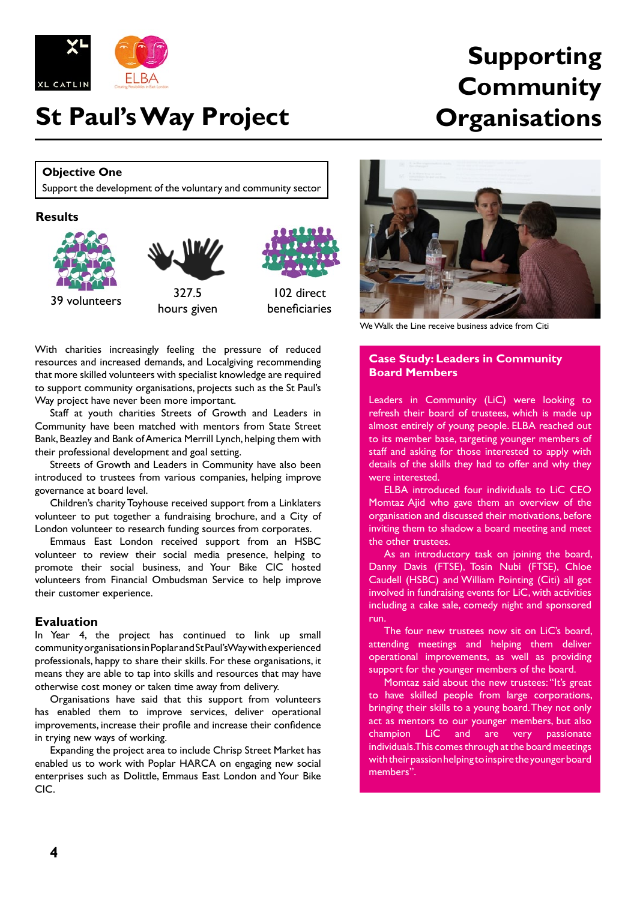# St Paul's Way Project

# Supporting Community Organisations

**Objective One**

Support the development of the voluntary and community sector

## Results

39 volunteers

327.5 hours given

102 direct beneficiaries

With charities increasingly feeling the pressure of reduced resources and increased demands, and Localgiving recommending that more skilled volunteers with specialist knowledge are required to support community organisations, projects such as the St Paul's Way project have never been more important.

Staff at youth charities Streets of Growth and Leaders in Community have been matched with mentors from State Street Bank, Beazley and Bank of America Merrill Lynch, helping them with their professional development and goal setting.

Streets of Growth and Leaders in Community have also been introduced to trustees from various companies, helping improve governance at board level.

Children's charity Toyhouse received support from a Linklaters volunteer to put together a fundraising brochure, and a City of London volunteer to research funding sources from corporates.

Emmaus East London received support from an HSBC volunteer to review their social media presence, helping to promote their social business, and Your Bike CIC hosted volunteers from Financial Ombudsman Service to help improve their customer experience.

## Evaluation

In Year 4, the project has continued to link up small community organisations in Poplar and St Paul's Way with experienced professionals, happy to share their skills. For these organisations, it means they are able to tap into skills and resources that may have otherwise cost money or taken time away from delivery.

Organisations have said that this support from volunteers has enabled them to improve services, deliver operational improvements, increase their profile and increase their confidence in trying new ways of working.

Expanding the project area to include Chrisp Street Market has enabled us to work with Poplar HARCA on engaging new social enterprises such as Dolittle, Emmaus East London and Your Bike CIC.

We Walk the Line receive business advice from Citi

## Case Study: Leaders in Community Board Members

Leaders in Community (LiC) were looking to refresh their board of trustees, which is made up almost entirely of young people. ELBA reached out to its member base, targeting younger members of staff and asking for those interested to apply with details of the skills they had to offer and why they were interested.

ELBA introduced four individuals to LiC CEO Momtaz Ajid who gave them an overview of the organisation and discussed their motivations, before inviting them to shadow a board meeting and meet the other trustees.

As an introductory task on joining the board, Danny Davis (FTSE), Tosin Nubi (FTSE), Chloe Caudell (HSBC) and William Pointing (Citi) all got involved in fundraising events for LiC, with activities including a cake sale, comedy night and sponsored run.

The four new trustees now sit on LiC's board, attending meetings and helping them deliver operational improvements, as well as providing support for the younger members of the board.

Momtaz said about the new trustees: "It's great to have skilled people from large corporations, bringing their skills to a young board. They not only act as mentors to our younger members, but also champion LiC and are very passionate individuals. This comes through at the board meetings with their passion helping to inspire the younger board members".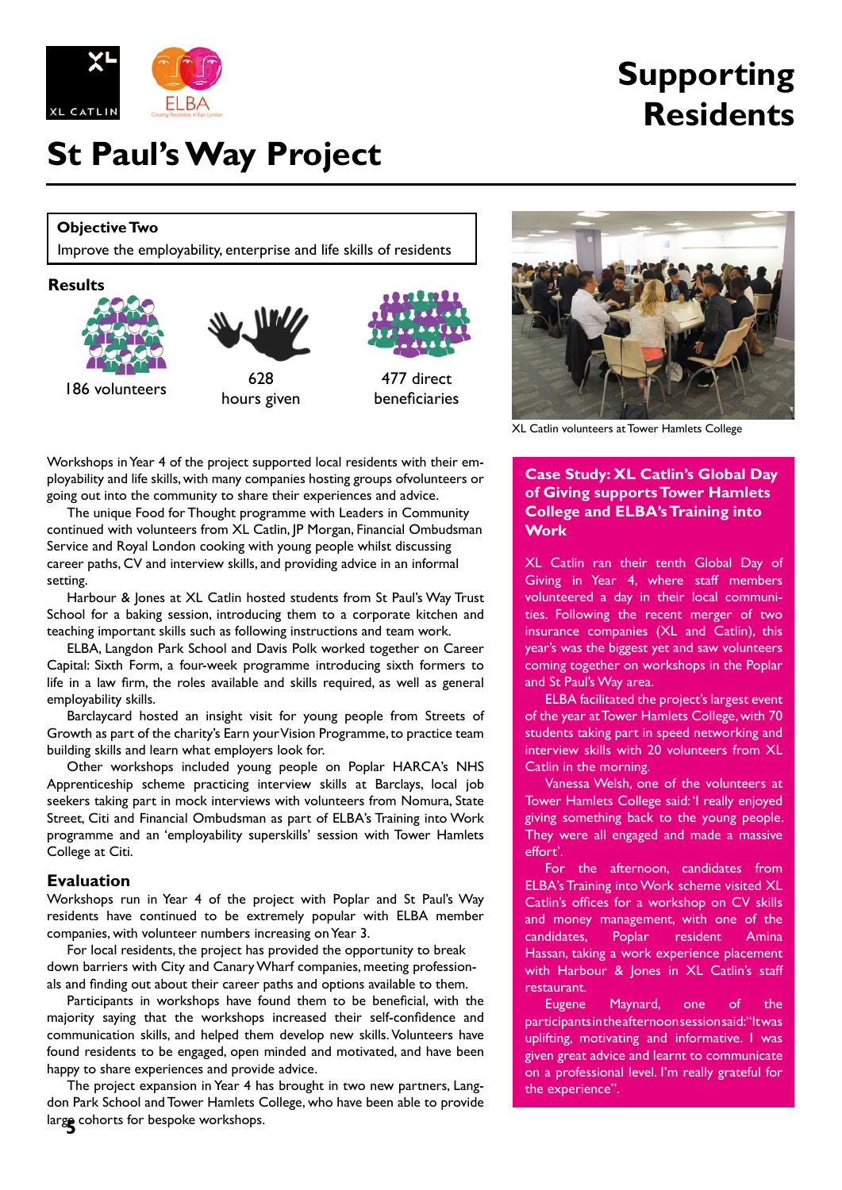# Supporting Residents

# St Paul's Way Project

**Objective Two**

Improve the employability, enterprise and life skills of residents

**Results**

186 volunteers

628 hours given

477 direct beneficiaries

XL Catlin volunteers at Tower Hamlets College

Workshops in Year 4 of the project supported local residents with their employability and life skills, with many companies hosting groups ofvolunteers or going out into the community to share their experiences and advice.

The unique Food for Thought programme with Leaders in Community continued with volunteers from XL Catlin, JP Morgan, Financial Ombudsman Service and Royal London cooking with young people whilst discussing career paths, CV and interview skills, and providing advice in an informal setting.

Harbour & Jones at XL Catlin hosted students from St Paul's Way Trust School for a baking session, introducing them to a corporate kitchen and teaching important skills such as following instructions and team work.

ELBA, Langdon Park School and Davis Polk worked together on Career Capital: Sixth Form, a four-week programme introducing sixth formers to life in a law firm, the roles available and skills required, as well as general employability skills.

Barclaycard hosted an insight visit for young people from Streets of Growth as part of the charity's Earn your Vision Programme, to practice team building skills and learn what employers look for.

Other workshops included young people on Poplar HARCA's NHS Apprenticeship scheme practicing interview skills at Barclays, local job seekers taking part in mock interviews with volunteers from Nomura, State Street, Citi and Financial Ombudsman as part of ELBA's Training into Work programme and an 'employability superskills' session with Tower Hamlets College at Citi.

## Evaluation

Workshops run in Year 4 of the project with Poplar and St Paul's Way residents have continued to be extremely popular with ELBA member companies, with volunteer numbers increasing on Year 3.

For local residents, the project has provided the opportunity to break down barriers with City and Canary Wharf companies, meeting professionals and finding out about their career paths and options available to them.

Participants in workshops have found them to be beneficial, with the majority saying that the workshops increased their self-confidence and communication skills, and helped them develop new skills. Volunteers have found residents to be engaged, open minded and motivated, and have been happy to share experiences and provide advice.

The project expansion in Year 4 has brought in two new partners, Langdon Park School and Tower Hamlets College, who have been able to provide large cohorts for bespoke workshops.

## Case Study: XL Catlin's Global Day of Giving supports Tower Hamlets College and ELBA's Training into Work

XL Catlin ran their tenth Global Day of Giving in Year 4, where staff members volunteered a day in their local communities. Following the recent merger of two insurance companies (XL and Catlin), this year's was the biggest yet and saw volunteers coming together on workshops in the Poplar and St Paul's Way area.

ELBA facilitated the project's largest event of the year at Tower Hamlets College, with 70 students taking part in speed networking and interview skills with 20 volunteers from XL Catlin in the morning.

Vanessa Welsh, one of the volunteers at Tower Hamlets College said: 'I really enjoyed giving something back to the young people. They were all engaged and made a massive effort'.

For the afternoon, candidates from ELBA's Training into Work scheme visited XL Catlin's offices for a workshop on CV skills and money management, with one of the candidates, Poplar resident Amina Hassan, taking a work experience placement with Harbour & Jones in XL Catlin's staff restaurant.

Eugene Maynard, one of the participants in the afternoon session said: "It was uplifting, motivating and informative. I was given great advice and learnt to communicate on a professional level. I'm really grateful for the experience".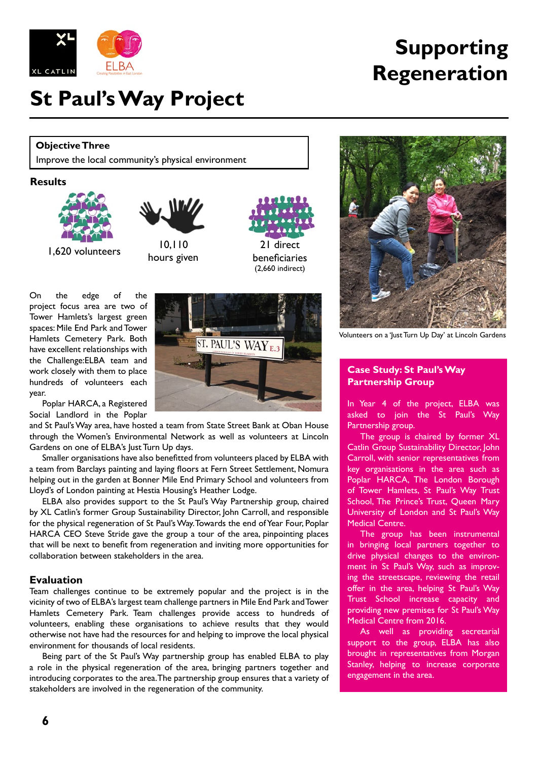# Supporting Regeneration

# St Paul's Way Project

**Objective Three**

Improve the local community's physical environment

## Results

1,620 volunteers

10,110 hours given

21 direct beneficiaries (2,660 indirect)

On the edge of the project focus area are two of Tower Hamlets's largest green spaces: Mile End Park and Tower Hamlets Cemetery Park. Both have excellent relationships with the Challenge:ELBA team and work closely with them to place hundreds of volunteers each year.

Poplar HARCA, a Registered Social Landlord in the Poplar and St Paul's Way area, have hosted a team from State Street Bank at Oban House through the Women's Environmental Network as well as volunteers at Lincoln Gardens on one of ELBA's Just Turn Up days.

Smaller organisations have also benefitted from volunteers placed by ELBA with a team from Barclays painting and laying floors at Fern Street Settlement, Nomura helping out in the garden at Bonner Mile End Primary School and volunteers from Lloyd's of London painting at Hestia Housing's Heather Lodge.

ELBA also provides support to the St Paul's Way Partnership group, chaired by XL Catlin's former Group Sustainability Director, John Carroll, and responsible for the physical regeneration of St Paul's Way. Towards the end of Year Four, Poplar HARCA CEO Steve Stride gave the group a tour of the area, pinpointing places that will be next to benefit from regeneration and inviting more opportunities for collaboration between stakeholders in the area.

## Evaluation

Team challenges continue to be extremely popular and the project is in the vicinity of two of ELBA's largest team challenge partners in Mile End Park and Tower Hamlets Cemetery Park. Team challenges provide access to hundreds of volunteers, enabling these organisations to achieve results that they would otherwise not have had the resources for and helping to improve the local physical environment for thousands of local residents.

Being part of the St Paul's Way partnership group has enabled ELBA to play a role in the physical regeneration of the area, bringing partners together and introducing corporates to the area. The partnership group ensures that a variety of stakeholders are involved in the regeneration of the community.

Volunteers on a 'Just Turn Up Day' at Lincoln Gardens

### Case Study: St Paul's Way Partnership Group

In Year 4 of the project, ELBA was asked to join the St Paul's Way Partnership group.

The group is chaired by former XL Catlin Group Sustainability Director, John Carroll, with senior representatives from key organisations in the area such as Poplar HARCA, The London Borough of Tower Hamlets, St Paul's Way Trust School, The Prince's Trust, Queen Mary University of London and St Paul's Way Medical Centre.

The group has been instrumental in bringing local partners together to drive physical changes to the environment in St Paul's Way, such as improving the streetscape, reviewing the retail offer in the area, helping St Paul's Way Trust School increase capacity and providing new premises for St Paul's Way Medical Centre from 2016.

As well as providing secretarial support to the group, ELBA has also brought in representatives from Morgan Stanley, helping to increase corporate engagement in the area.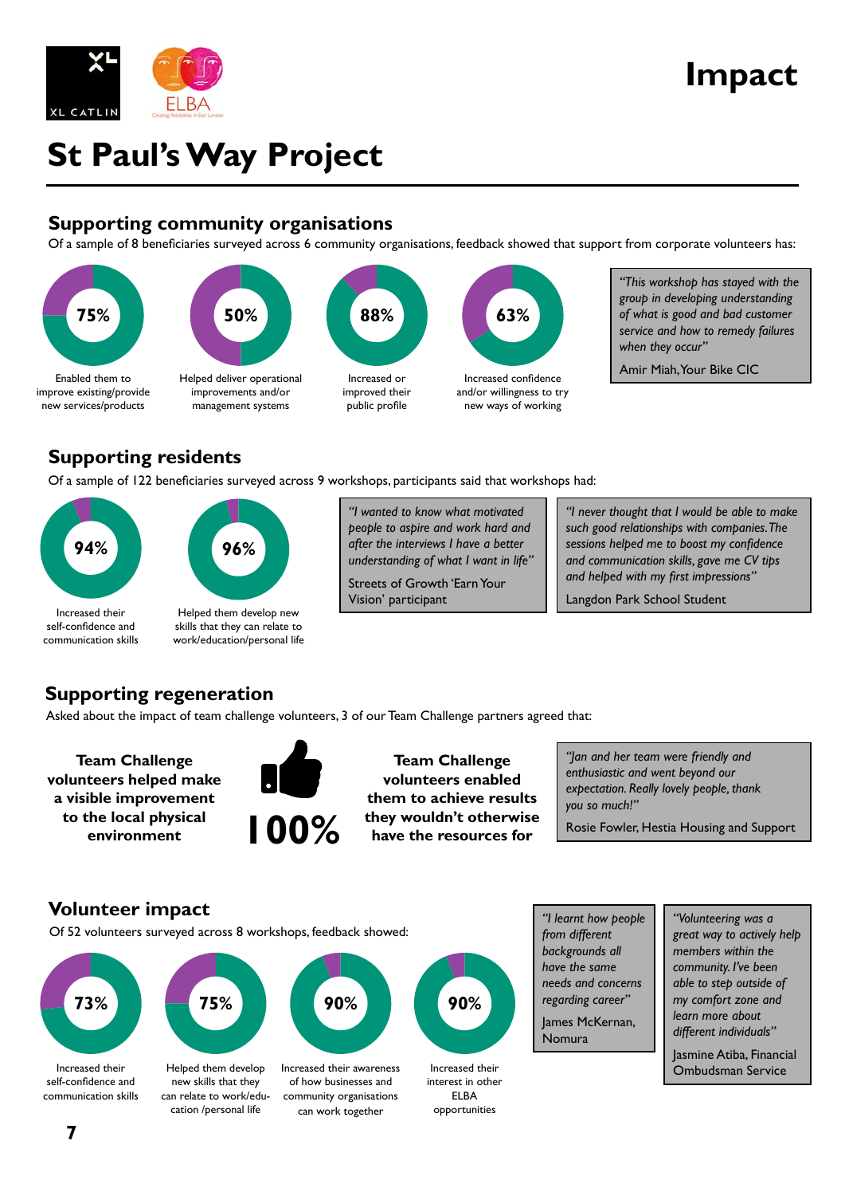# Impact

# St Paul's Way Project

## Supporting community organisations

Of a sample of 8 beneficiaries surveyed across 6 community organisations, feedback showed that support from corporate volunteers has:

- **75%** Enabled them to improve existing/provide new services/products
- **50%** Helped deliver operational improvements and/or management systems
- **88%** Increased or improved their public profile
- **63%** Increased confidence and/or willingness to try new ways of working

> *"This workshop has stayed with the group in developing understanding of what is good and bad customer service and how to remedy failures when they occur"*
>
> Amir Miah, Your Bike CIC

## Supporting residents

Of a sample of 122 beneficiaries surveyed across 9 workshops, participants said that workshops had:

- **94%** Increased their self-confidence and communication skills
- **96%** Helped them develop new skills that they can relate to work/education/personal life

> *"I wanted to know what motivated people to aspire and work hard and after the interviews I have a better understanding of what I want in life"*
>
> Streets of Growth 'Earn Your Vision' participant

> *"I never thought that I would be able to make such good relationships with companies. The sessions helped me to boost my confidence and communication skills, gave me CV tips and helped with my first impressions"*
>
> Langdon Park School Student

## Supporting regeneration

Asked about the impact of team challenge volunteers, 3 of our Team Challenge partners agreed that:

**100%**

- **Team Challenge volunteers helped make a visible improvement to the local physical environment**
- **Team Challenge volunteers enabled them to achieve results they wouldn't otherwise have the resources for**

> *"Jan and her team were friendly and enthusiastic and went beyond our expectation. Really lovely people, thank you so much!"*
>
> Rosie Fowler, Hestia Housing and Support

## Volunteer impact

Of 52 volunteers surveyed across 8 workshops, feedback showed:

- **73%** Increased their self-confidence and communication skills
- **75%** Helped them develop new skills that they can relate to work/education /personal life
- **90%** Increased their awareness of how businesses and community organisations can work together
- **90%** Increased their interest in other ELBA opportunities

> *"I learnt how people from different backgrounds all have the same needs and concerns regarding career"*
>
> James McKernan, Nomura

> *"Volunteering was a great way to actively help members within the community. I've been able to step outside of my comfort zone and learn more about different individuals"*
>
> Jasmine Atiba, Financial Ombudsman Service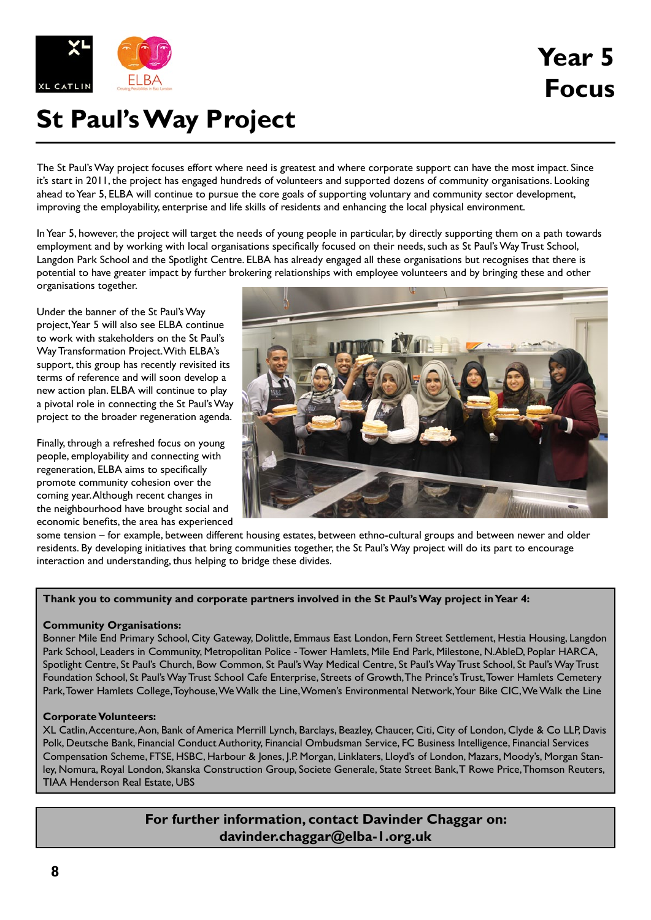# Year 5 Focus

# St Paul's Way Project

The St Paul's Way project focuses effort where need is greatest and where corporate support can have the most impact. Since it's start in 2011, the project has engaged hundreds of volunteers and supported dozens of community organisations. Looking ahead to Year 5, ELBA will continue to pursue the core goals of supporting voluntary and community sector development, improving the employability, enterprise and life skills of residents and enhancing the local physical environment.

In Year 5, however, the project will target the needs of young people in particular, by directly supporting them on a path towards employment and by working with local organisations specifically focused on their needs, such as St Paul's Way Trust School, Langdon Park School and the Spotlight Centre. ELBA has already engaged all these organisations but recognises that there is potential to have greater impact by further brokering relationships with employee volunteers and by bringing these and other organisations together.

Under the banner of the St Paul's Way project, Year 5 will also see ELBA continue to work with stakeholders on the St Paul's Way Transformation Project. With ELBA's support, this group has recently revisited its terms of reference and will soon develop a new action plan. ELBA will continue to play a pivotal role in connecting the St Paul's Way project to the broader regeneration agenda.

Finally, through a refreshed focus on young people, employability and connecting with regeneration, ELBA aims to specifically promote community cohesion over the coming year. Although recent changes in the neighbourhood have brought social and economic benefits, the area has experienced some tension – for example, between different housing estates, between ethno-cultural groups and between newer and older residents. By developing initiatives that bring communities together, the St Paul's Way project will do its part to encourage interaction and understanding, thus helping to bridge these divides.

**Thank you to community and corporate partners involved in the St Paul's Way project in Year 4:**

**Community Organisations:**
Bonner Mile End Primary School, City Gateway, Dolittle, Emmaus East London, Fern Street Settlement, Hestia Housing, Langdon Park School, Leaders in Community, Metropolitan Police - Tower Hamlets, Mile End Park, Milestone, N.AbleD, Poplar HARCA, Spotlight Centre, St Paul's Church, Bow Common, St Paul's Way Medical Centre, St Paul's Way Trust School, St Paul's Way Trust Foundation School, St Paul's Way Trust School Cafe Enterprise, Streets of Growth, The Prince's Trust, Tower Hamlets Cemetery Park, Tower Hamlets College, Toyhouse, We Walk the Line, Women's Environmental Network, Your Bike CIC, We Walk the Line

**Corporate Volunteers:**
XL Catlin, Accenture, Aon, Bank of America Merrill Lynch, Barclays, Beazley, Chaucer, Citi, City of London, Clyde & Co LLP, Davis Polk, Deutsche Bank, Financial Conduct Authority, Financial Ombudsman Service, FC Business Intelligence, Financial Services Compensation Scheme, FTSE, HSBC, Harbour & Jones, J.P. Morgan, Linklaters, Lloyd's of London, Mazars, Moody's, Morgan Stanley, Nomura, Royal London, Skanska Construction Group, Societe Generale, State Street Bank, T Rowe Price, Thomson Reuters, TIAA Henderson Real Estate, UBS

**For further information, contact Davinder Chaggar on: davinder.chaggar@elba-1.org.uk**